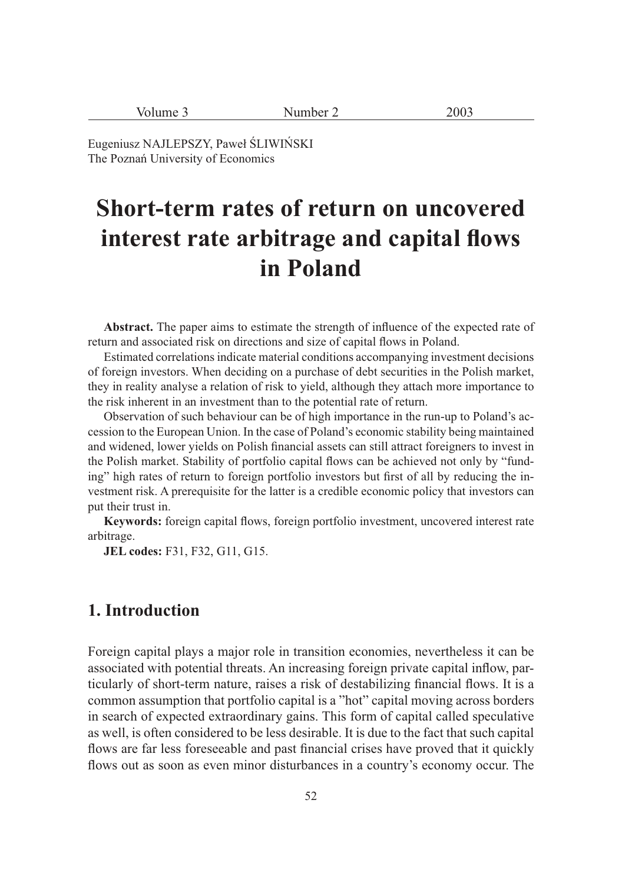Eugeniusz NAJLEPSZY, Paweł ŚLIWIŃSKI
The Poznań University of Economics

# Short-term rates of return on uncovered interest rate arbitrage and capital flows in Poland

**Abstract.** The paper aims to estimate the strength of influence of the expected rate of return and associated risk on directions and size of capital flows in Poland.

Estimated correlations indicate material conditions accompanying investment decisions of foreign investors. When deciding on a purchase of debt securities in the Polish market, they in reality analyse a relation of risk to yield, although they attach more importance to the risk inherent in an investment than to the potential rate of return.

Observation of such behaviour can be of high importance in the run-up to Poland's accession to the European Union. In the case of Poland's economic stability being maintained and widened, lower yields on Polish financial assets can still attract foreigners to invest in the Polish market. Stability of portfolio capital flows can be achieved not only by "funding" high rates of return to foreign portfolio investors but first of all by reducing the investment risk. A prerequisite for the latter is a credible economic policy that investors can put their trust in.

**Keywords:** foreign capital flows, foreign portfolio investment, uncovered interest rate arbitrage.

**JEL codes:** F31, F32, G11, G15.

## 1. Introduction

Foreign capital plays a major role in transition economies, nevertheless it can be associated with potential threats. An increasing foreign private capital inflow, particularly of short-term nature, raises a risk of destabilizing financial flows. It is a common assumption that portfolio capital is a "hot" capital moving across borders in search of expected extraordinary gains. This form of capital called speculative as well, is often considered to be less desirable. It is due to the fact that such capital flows are far less foreseeable and past financial crises have proved that it quickly flows out as soon as even minor disturbances in a country's economy occur. The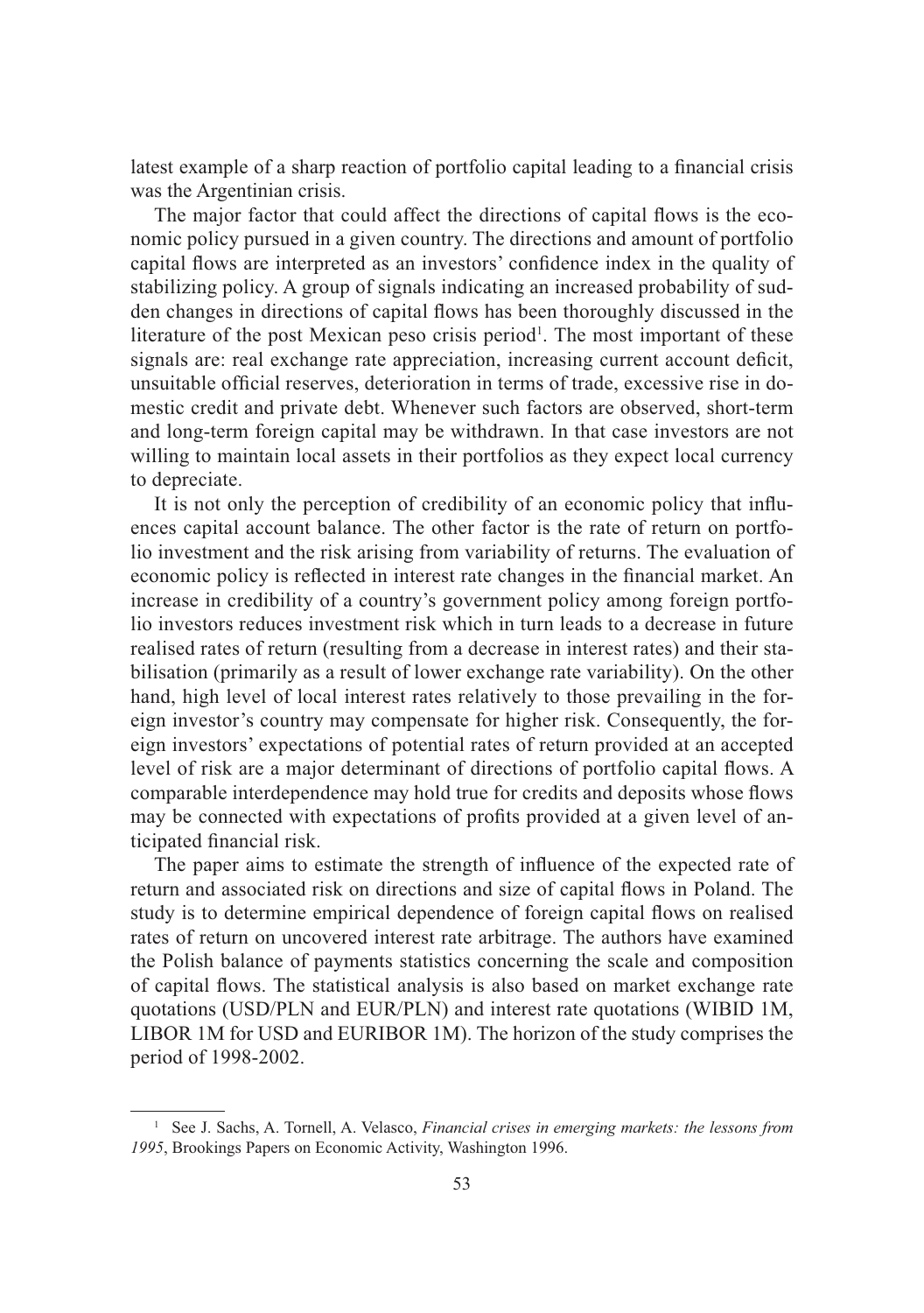latest example of a sharp reaction of portfolio capital leading to a financial crisis was the Argentinian crisis.

The major factor that could affect the directions of capital flows is the economic policy pursued in a given country. The directions and amount of portfolio capital flows are interpreted as an investors' confidence index in the quality of stabilizing policy. A group of signals indicating an increased probability of sudden changes in directions of capital flows has been thoroughly discussed in the literature of the post Mexican peso crisis period[1]. The most important of these signals are: real exchange rate appreciation, increasing current account deficit, unsuitable official reserves, deterioration in terms of trade, excessive rise in domestic credit and private debt. Whenever such factors are observed, short-term and long-term foreign capital may be withdrawn. In that case investors are not willing to maintain local assets in their portfolios as they expect local currency to depreciate.

It is not only the perception of credibility of an economic policy that influences capital account balance. The other factor is the rate of return on portfolio investment and the risk arising from variability of returns. The evaluation of economic policy is reflected in interest rate changes in the financial market. An increase in credibility of a country's government policy among foreign portfolio investors reduces investment risk which in turn leads to a decrease in future realised rates of return (resulting from a decrease in interest rates) and their stabilisation (primarily as a result of lower exchange rate variability). On the other hand, high level of local interest rates relatively to those prevailing in the foreign investor's country may compensate for higher risk. Consequently, the foreign investors' expectations of potential rates of return provided at an accepted level of risk are a major determinant of directions of portfolio capital flows. A comparable interdependence may hold true for credits and deposits whose flows may be connected with expectations of profits provided at a given level of anticipated financial risk.

The paper aims to estimate the strength of influence of the expected rate of return and associated risk on directions and size of capital flows in Poland. The study is to determine empirical dependence of foreign capital flows on realised rates of return on uncovered interest rate arbitrage. The authors have examined the Polish balance of payments statistics concerning the scale and composition of capital flows. The statistical analysis is also based on market exchange rate quotations (USD/PLN and EUR/PLN) and interest rate quotations (WIBID 1M, LIBOR 1M for USD and EURIBOR 1M). The horizon of the study comprises the period of 1998-2002.

---

[1] See J. Sachs, A. Tornell, A. Velasco, *Financial crises in emerging markets: the lessons from 1995*, Brookings Papers on Economic Activity, Washington 1996.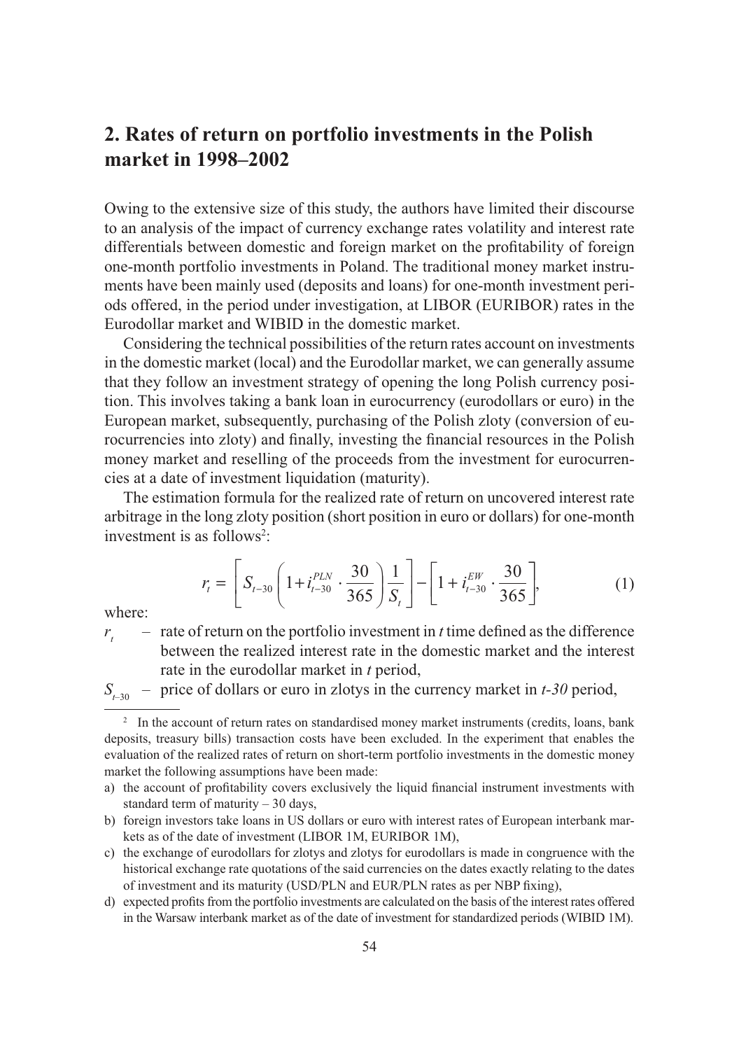## 2. Rates of return on portfolio investments in the Polish market in 1998–2002

Owing to the extensive size of this study, the authors have limited their discourse to an analysis of the impact of currency exchange rates volatility and interest rate differentials between domestic and foreign market on the profitability of foreign one-month portfolio investments in Poland. The traditional money market instruments have been mainly used (deposits and loans) for one-month investment periods offered, in the period under investigation, at LIBOR (EURIBOR) rates in the Eurodollar market and WIBID in the domestic market.

Considering the technical possibilities of the return rates account on investments in the domestic market (local) and the Eurodollar market, we can generally assume that they follow an investment strategy of opening the long Polish currency position. This involves taking a bank loan in eurocurrency (eurodollars or euro) in the European market, subsequently, purchasing of the Polish zloty (conversion of eurocurrencies into zloty) and finally, investing the financial resources in the Polish money market and reselling of the proceeds from the investment for eurocurrencies at a date of investment liquidation (maturity).

The estimation formula for the realized rate of return on uncovered interest rate arbitrage in the long zloty position (short position in euro or dollars) for one-month investment is as follows[2]:

$$r_t = \left[ S_{t-30} \left( 1 + i_{t-30}^{PLN} \cdot \frac{30}{365} \right) \frac{1}{S_t} \right] - \left[ 1 + i_{t-30}^{EW} \cdot \frac{30}{365} \right], \tag{1}$$

where:

$r_t$ – rate of return on the portfolio investment in $t$ time defined as the difference between the realized interest rate in the domestic market and the interest rate in the eurodollar market in $t$ period,

$S_{t-30}$ – price of dollars or euro in zlotys in the currency market in $t$-$30$ period,

---

[2] In the account of return rates on standardised money market instruments (credits, loans, bank deposits, treasury bills) transaction costs have been excluded. In the experiment that enables the evaluation of the realized rates of return on short-term portfolio investments in the domestic money market the following assumptions have been made:

a) the account of profitability covers exclusively the liquid financial instrument investments with standard term of maturity – 30 days,
b) foreign investors take loans in US dollars or euro with interest rates of European interbank markets as of the date of investment (LIBOR 1M, EURIBOR 1M),
c) the exchange of eurodollars for zlotys and zlotys for eurodollars is made in congruence with the historical exchange rate quotations of the said currencies on the dates exactly relating to the dates of investment and its maturity (USD/PLN and EUR/PLN rates as per NBP fixing),
d) expected profits from the portfolio investments are calculated on the basis of the interest rates offered in the Warsaw interbank market as of the date of investment for standardized periods (WIBID 1M).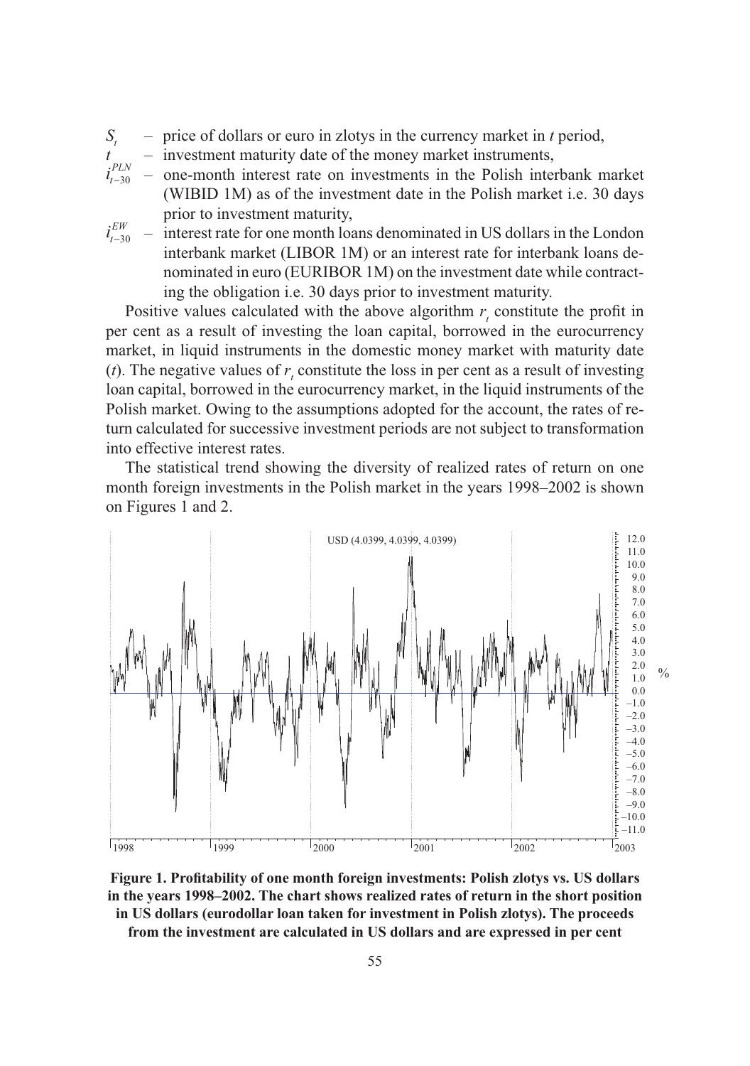$S_t$ – price of dollars or euro in zlotys in the currency market in $t$ period,

$t$ – investment maturity date of the money market instruments,

$i_{t-30}^{PLN}$ – one-month interest rate on investments in the Polish interbank market (WIBID 1M) as of the investment date in the Polish market i.e. 30 days prior to investment maturity,

$i_{t-30}^{EW}$ – interest rate for one month loans denominated in US dollars in the London interbank market (LIBOR 1M) or an interest rate for interbank loans denominated in euro (EURIBOR 1M) on the investment date while contracting the obligation i.e. 30 days prior to investment maturity.

Positive values calculated with the above algorithm $r_t$ constitute the profit in per cent as a result of investing the loan capital, borrowed in the eurocurrency market, in liquid instruments in the domestic money market with maturity date ($t$). The negative values of $r_t$ constitute the loss in per cent as a result of investing loan capital, borrowed in the eurocurrency market, in the liquid instruments of the Polish market. Owing to the assumptions adopted for the account, the rates of return calculated for successive investment periods are not subject to transformation into effective interest rates.

The statistical trend showing the diversity of realized rates of return on one month foreign investments in the Polish market in the years 1998–2002 is shown on Figures 1 and 2.

**Figure 1. Profitability of one month foreign investments: Polish zlotys vs. US dollars in the years 1998–2002. The chart shows realized rates of return in the short position in US dollars (eurodollar loan taken for investment in Polish zlotys). The proceeds from the investment are calculated in US dollars and are expressed in per cent**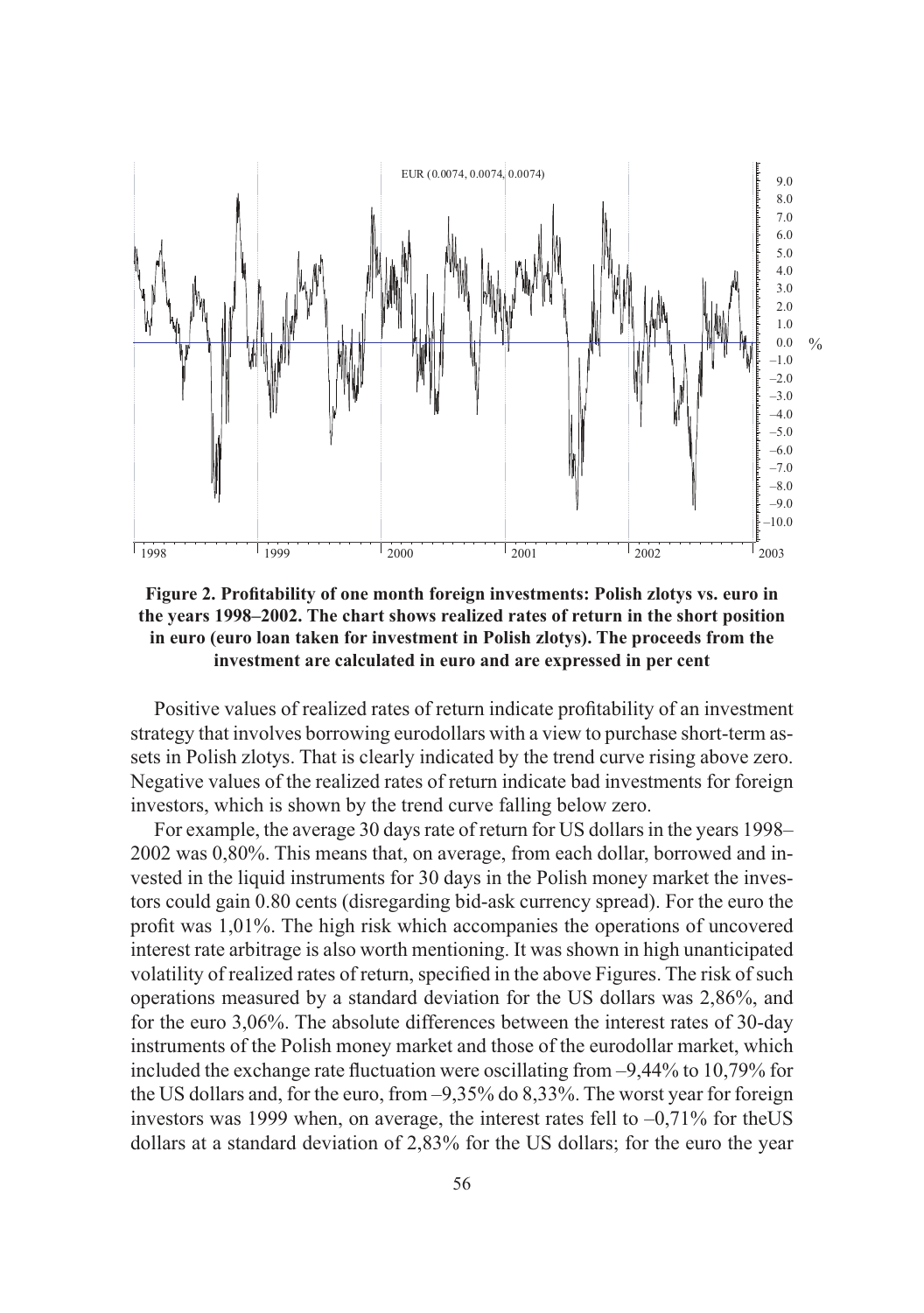**Figure 2. Profitability of one month foreign investments: Polish zlotys vs. euro in the years 1998–2002. The chart shows realized rates of return in the short position in euro (euro loan taken for investment in Polish zlotys). The proceeds from the investment are calculated in euro and are expressed in per cent**

Positive values of realized rates of return indicate profitability of an investment strategy that involves borrowing eurodollars with a view to purchase short-term assets in Polish zlotys. That is clearly indicated by the trend curve rising above zero. Negative values of the realized rates of return indicate bad investments for foreign investors, which is shown by the trend curve falling below zero.

For example, the average 30 days rate of return for US dollars in the years 1998–2002 was 0,80%. This means that, on average, from each dollar, borrowed and invested in the liquid instruments for 30 days in the Polish money market the investors could gain 0.80 cents (disregarding bid-ask currency spread). For the euro the profit was 1,01%. The high risk which accompanies the operations of uncovered interest rate arbitrage is also worth mentioning. It was shown in high unanticipated volatility of realized rates of return, specified in the above Figures. The risk of such operations measured by a standard deviation for the US dollars was 2,86%, and for the euro 3,06%. The absolute differences between the interest rates of 30-day instruments of the Polish money market and those of the eurodollar market, which included the exchange rate fluctuation were oscillating from –9,44% to 10,79% for the US dollars and, for the euro, from –9,35% do 8,33%. The worst year for foreign investors was 1999 when, on average, the interest rates fell to –0,71% for theUS dollars at a standard deviation of 2,83% for the US dollars; for the euro the year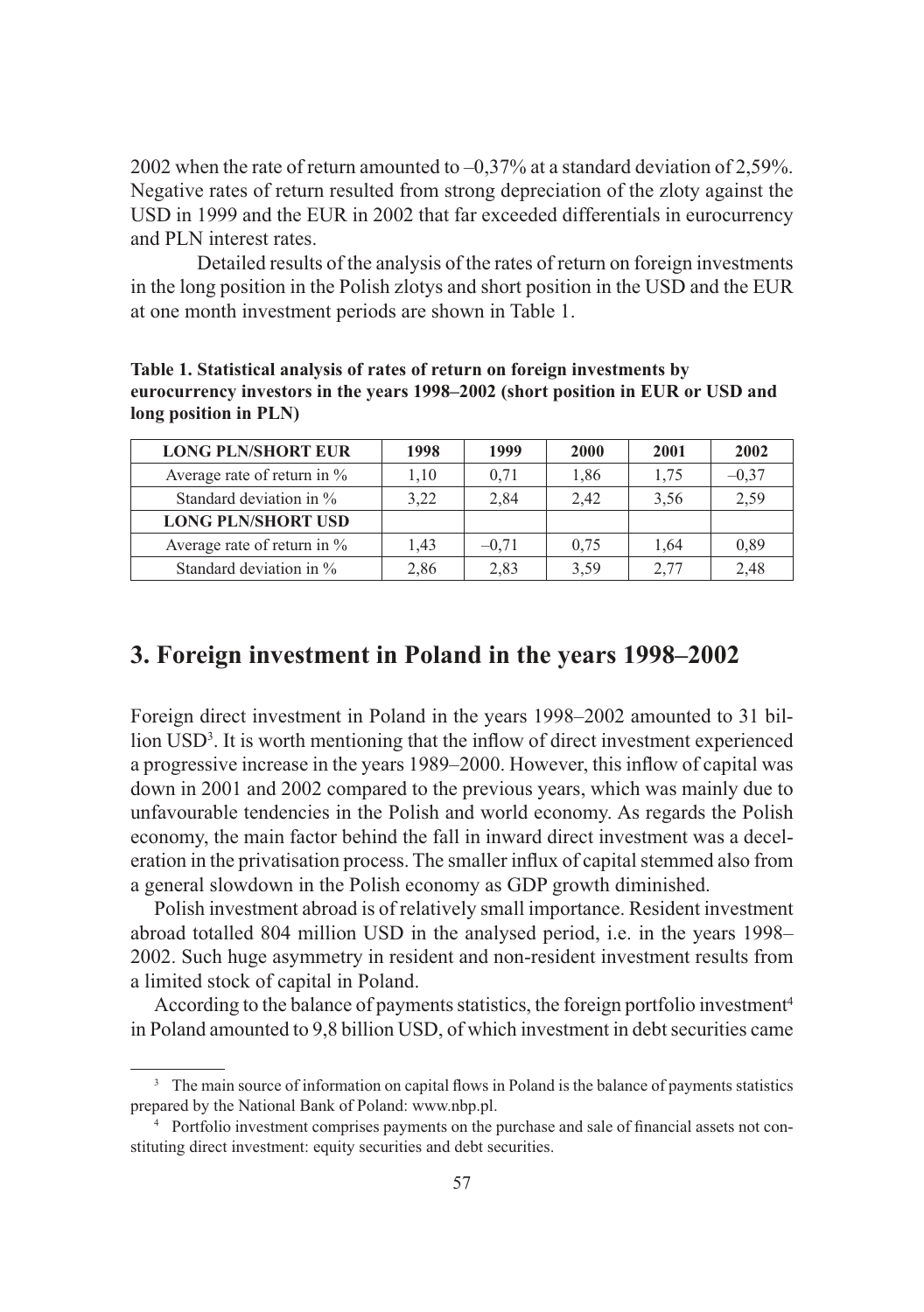2002 when the rate of return amounted to –0,37% at a standard deviation of 2,59%. Negative rates of return resulted from strong depreciation of the zloty against the USD in 1999 and the EUR in 2002 that far exceeded differentials in eurocurrency and PLN interest rates.

Detailed results of the analysis of the rates of return on foreign investments in the long position in the Polish zlotys and short position in the USD and the EUR at one month investment periods are shown in Table 1.

**Table 1. Statistical analysis of rates of return on foreign investments by eurocurrency investors in the years 1998–2002 (short position in EUR or USD and long position in PLN)**

| **LONG PLN/SHORT EUR** | **1998** | **1999** | **2000** | **2001** | **2002** |
|---|---|---|---|---|---|
| Average rate of return in % | 1,10 | 0,71 | 1,86 | 1,75 | –0,37 |
| Standard deviation in % | 3,22 | 2,84 | 2,42 | 3,56 | 2,59 |
| **LONG PLN/SHORT USD** | | | | | |
| Average rate of return in % | 1,43 | –0,71 | 0,75 | 1,64 | 0,89 |
| Standard deviation in % | 2,86 | 2,83 | 3,59 | 2,77 | 2,48 |

## 3. Foreign investment in Poland in the years 1998–2002

Foreign direct investment in Poland in the years 1998–2002 amounted to 31 billion USD[3]. It is worth mentioning that the inflow of direct investment experienced a progressive increase in the years 1989–2000. However, this inflow of capital was down in 2001 and 2002 compared to the previous years, which was mainly due to unfavourable tendencies in the Polish and world economy. As regards the Polish economy, the main factor behind the fall in inward direct investment was a deceleration in the privatisation process. The smaller influx of capital stemmed also from a general slowdown in the Polish economy as GDP growth diminished.

Polish investment abroad is of relatively small importance. Resident investment abroad totalled 804 million USD in the analysed period, i.e. in the years 1998–2002. Such huge asymmetry in resident and non-resident investment results from a limited stock of capital in Poland.

According to the balance of payments statistics, the foreign portfolio investment[4] in Poland amounted to 9,8 billion USD, of which investment in debt securities came

[3] The main source of information on capital flows in Poland is the balance of payments statistics prepared by the National Bank of Poland: www.nbp.pl.

[4] Portfolio investment comprises payments on the purchase and sale of financial assets not constituting direct investment: equity securities and debt securities.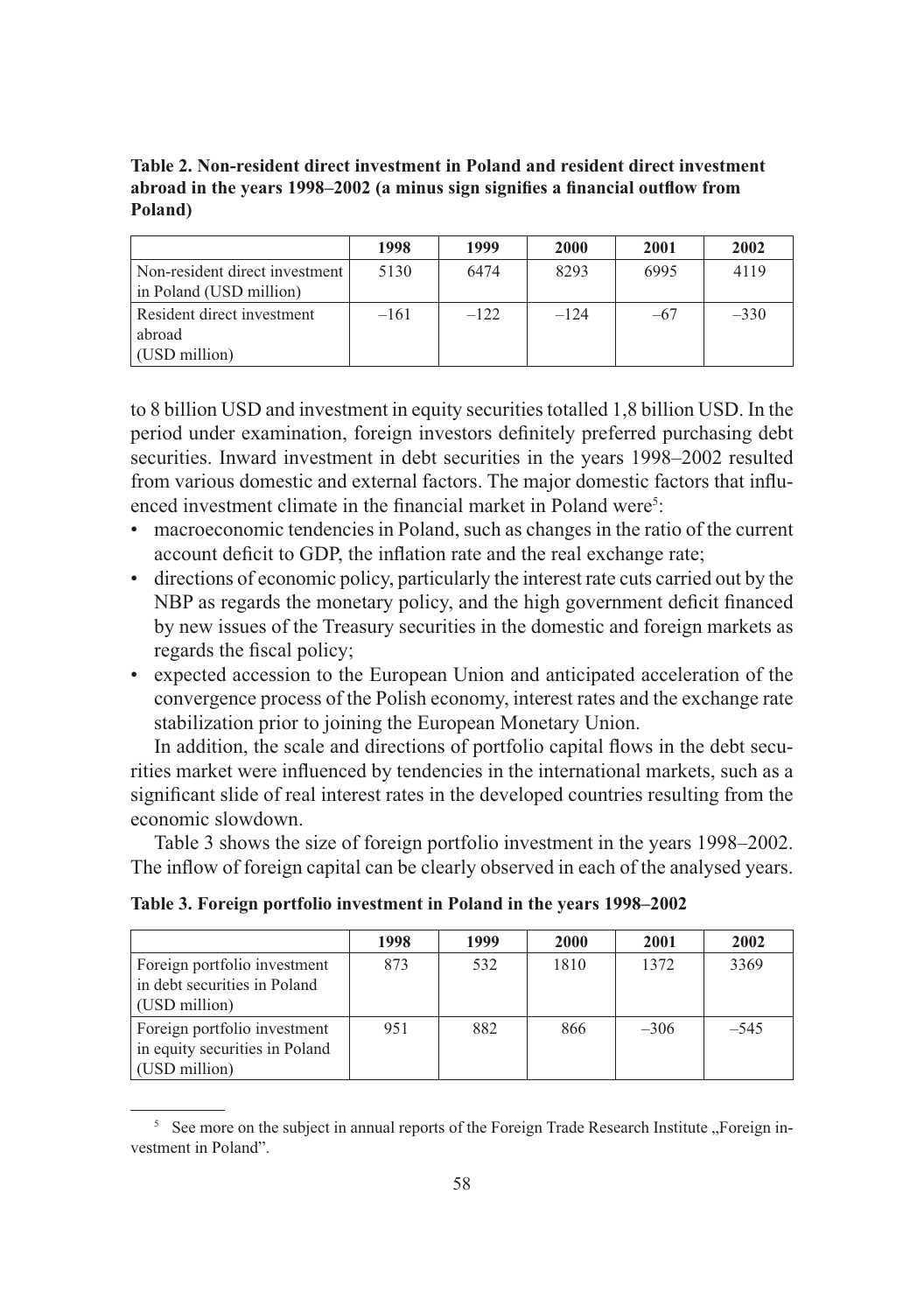**Table 2. Non-resident direct investment in Poland and resident direct investment abroad in the years 1998–2002 (a minus sign signifies a financial outflow from Poland)**

| | 1998 | 1999 | 2000 | 2001 | 2002 |
|---|---|---|---|---|---|
| Non-resident direct investment in Poland (USD million) | 5130 | 6474 | 8293 | 6995 | 4119 |
| Resident direct investment abroad (USD million) | –161 | –122 | –124 | –67 | –330 |

to 8 billion USD and investment in equity securities totalled 1,8 billion USD. In the period under examination, foreign investors definitely preferred purchasing debt securities. Inward investment in debt securities in the years 1998–2002 resulted from various domestic and external factors. The major domestic factors that influenced investment climate in the financial market in Poland were[5]:

- macroeconomic tendencies in Poland, such as changes in the ratio of the current account deficit to GDP, the inflation rate and the real exchange rate;
- directions of economic policy, particularly the interest rate cuts carried out by the NBP as regards the monetary policy, and the high government deficit financed by new issues of the Treasury securities in the domestic and foreign markets as regards the fiscal policy;
- expected accession to the European Union and anticipated acceleration of the convergence process of the Polish economy, interest rates and the exchange rate stabilization prior to joining the European Monetary Union.

In addition, the scale and directions of portfolio capital flows in the debt securities market were influenced by tendencies in the international markets, such as a significant slide of real interest rates in the developed countries resulting from the economic slowdown.

Table 3 shows the size of foreign portfolio investment in the years 1998–2002. The inflow of foreign capital can be clearly observed in each of the analysed years.

**Table 3. Foreign portfolio investment in Poland in the years 1998–2002**

| | 1998 | 1999 | 2000 | 2001 | 2002 |
|---|---|---|---|---|---|
| Foreign portfolio investment in debt securities in Poland (USD million) | 873 | 532 | 1810 | 1372 | 3369 |
| Foreign portfolio investment in equity securities in Poland (USD million) | 951 | 882 | 866 | –306 | –545 |

[5] See more on the subject in annual reports of the Foreign Trade Research Institute „Foreign investment in Poland".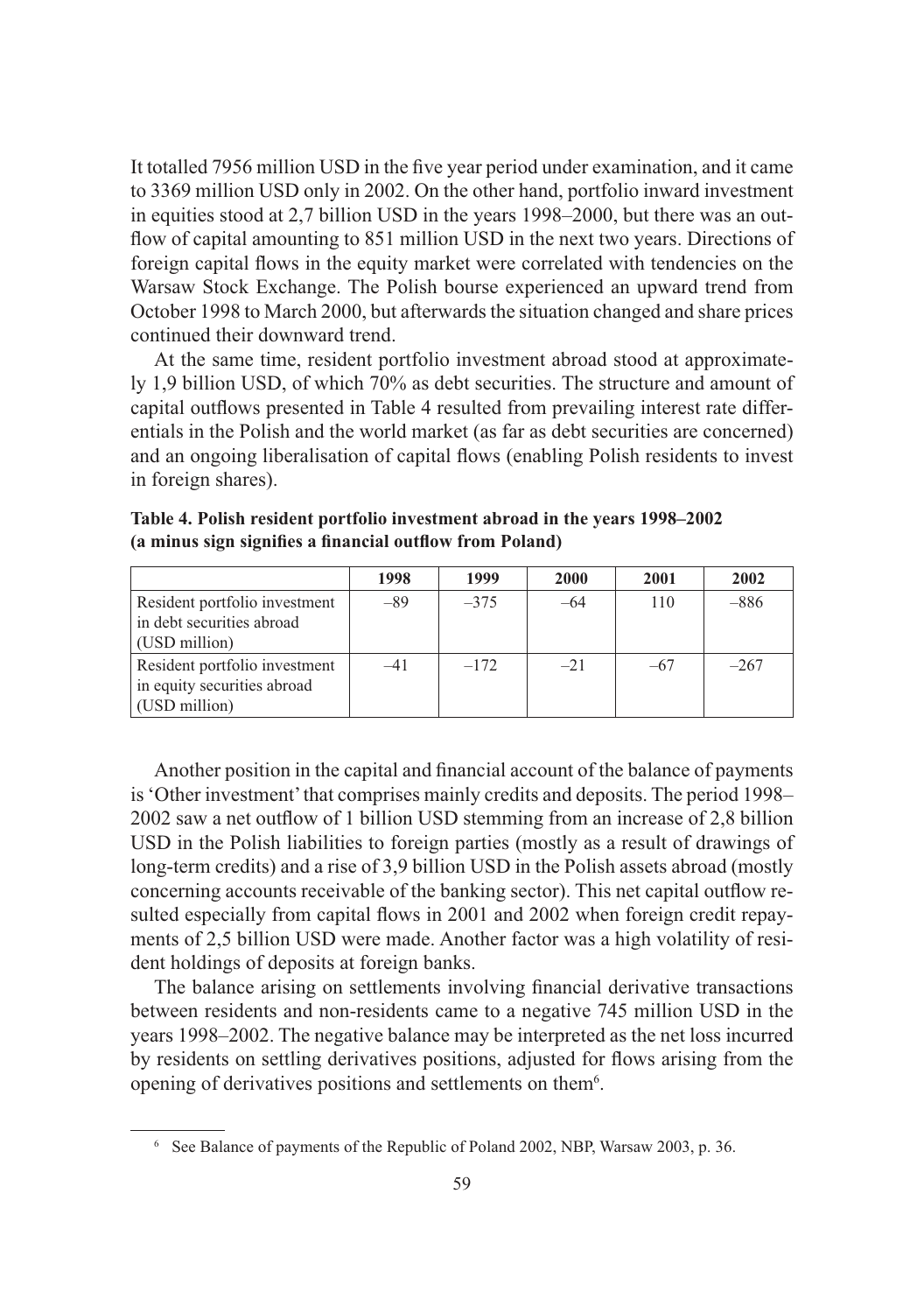It totalled 7956 million USD in the five year period under examination, and it came to 3369 million USD only in 2002. On the other hand, portfolio inward investment in equities stood at 2,7 billion USD in the years 1998–2000, but there was an outflow of capital amounting to 851 million USD in the next two years. Directions of foreign capital flows in the equity market were correlated with tendencies on the Warsaw Stock Exchange. The Polish bourse experienced an upward trend from October 1998 to March 2000, but afterwards the situation changed and share prices continued their downward trend.

At the same time, resident portfolio investment abroad stood at approximately 1,9 billion USD, of which 70% as debt securities. The structure and amount of capital outflows presented in Table 4 resulted from prevailing interest rate differentials in the Polish and the world market (as far as debt securities are concerned) and an ongoing liberalisation of capital flows (enabling Polish residents to invest in foreign shares).

**Table 4. Polish resident portfolio investment abroad in the years 1998–2002 (a minus sign signifies a financial outflow from Poland)**

| | 1998 | 1999 | 2000 | 2001 | 2002 |
|---|---|---|---|---|---|
| Resident portfolio investment in debt securities abroad (USD million) | –89 | –375 | –64 | 110 | –886 |
| Resident portfolio investment in equity securities abroad (USD million) | –41 | –172 | –21 | –67 | –267 |

Another position in the capital and financial account of the balance of payments is 'Other investment' that comprises mainly credits and deposits. The period 1998–2002 saw a net outflow of 1 billion USD stemming from an increase of 2,8 billion USD in the Polish liabilities to foreign parties (mostly as a result of drawings of long-term credits) and a rise of 3,9 billion USD in the Polish assets abroad (mostly concerning accounts receivable of the banking sector). This net capital outflow resulted especially from capital flows in 2001 and 2002 when foreign credit repayments of 2,5 billion USD were made. Another factor was a high volatility of resident holdings of deposits at foreign banks.

The balance arising on settlements involving financial derivative transactions between residents and non-residents came to a negative 745 million USD in the years 1998–2002. The negative balance may be interpreted as the net loss incurred by residents on settling derivatives positions, adjusted for flows arising from the opening of derivatives positions and settlements on them[6].

[6] See Balance of payments of the Republic of Poland 2002, NBP, Warsaw 2003, p. 36.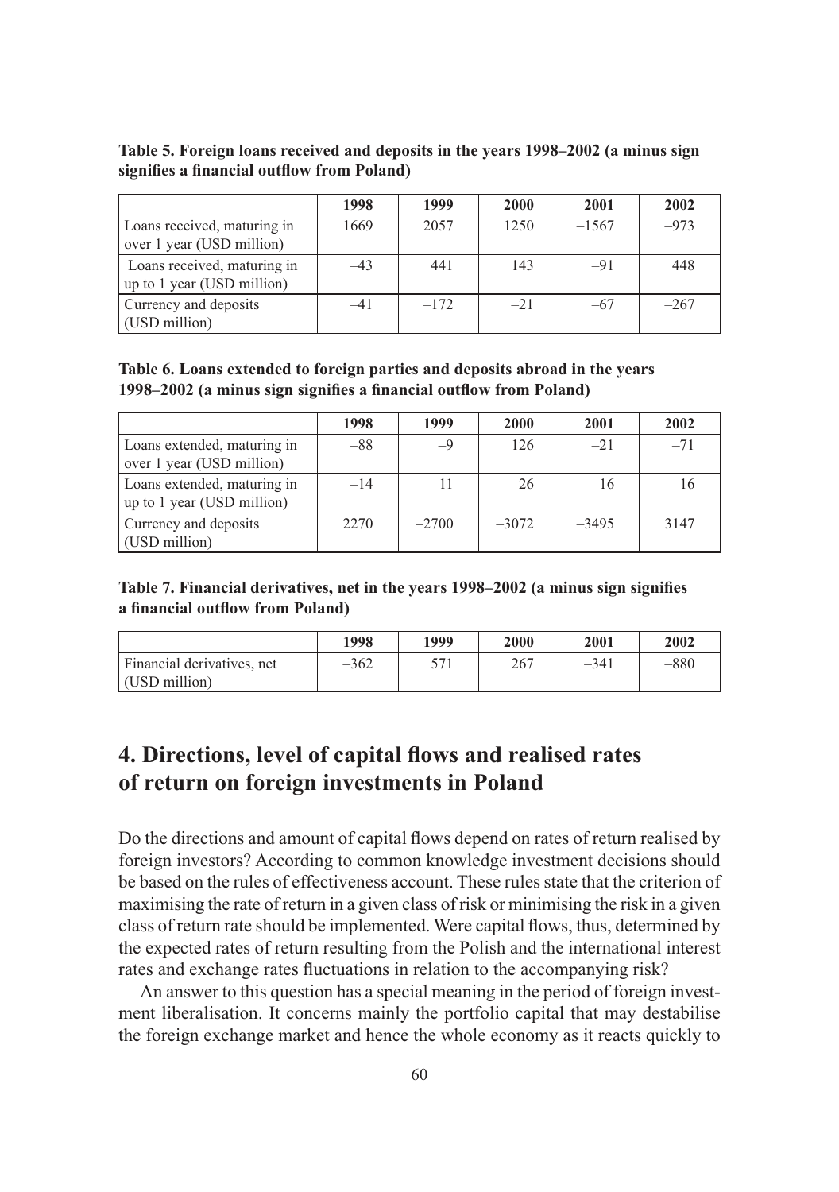**Table 5. Foreign loans received and deposits in the years 1998–2002 (a minus sign signifies a financial outflow from Poland)**

| | 1998 | 1999 | 2000 | 2001 | 2002 |
|---|---|---|---|---|---|
| Loans received, maturing in over 1 year (USD million) | 1669 | 2057 | 1250 | –1567 | –973 |
| Loans received, maturing in up to 1 year (USD million) | –43 | 441 | 143 | –91 | 448 |
| Currency and deposits (USD million) | –41 | –172 | –21 | –67 | –267 |

**Table 6. Loans extended to foreign parties and deposits abroad in the years 1998–2002 (a minus sign signifies a financial outflow from Poland)**

| | 1998 | 1999 | 2000 | 2001 | 2002 |
|---|---|---|---|---|---|
| Loans extended, maturing in over 1 year (USD million) | –88 | –9 | 126 | –21 | –71 |
| Loans extended, maturing in up to 1 year (USD million) | –14 | 11 | 26 | 16 | 16 |
| Currency and deposits (USD million) | 2270 | –2700 | –3072 | –3495 | 3147 |

**Table 7. Financial derivatives, net in the years 1998–2002 (a minus sign signifies a financial outflow from Poland)**

| | 1998 | 1999 | 2000 | 2001 | 2002 |
|---|---|---|---|---|---|
| Financial derivatives, net (USD million) | –362 | 571 | 267 | –341 | –880 |

## 4. Directions, level of capital flows and realised rates of return on foreign investments in Poland

Do the directions and amount of capital flows depend on rates of return realised by foreign investors? According to common knowledge investment decisions should be based on the rules of effectiveness account. These rules state that the criterion of maximising the rate of return in a given class of risk or minimising the risk in a given class of return rate should be implemented. Were capital flows, thus, determined by the expected rates of return resulting from the Polish and the international interest rates and exchange rates fluctuations in relation to the accompanying risk?

An answer to this question has a special meaning in the period of foreign investment liberalisation. It concerns mainly the portfolio capital that may destabilise the foreign exchange market and hence the whole economy as it reacts quickly to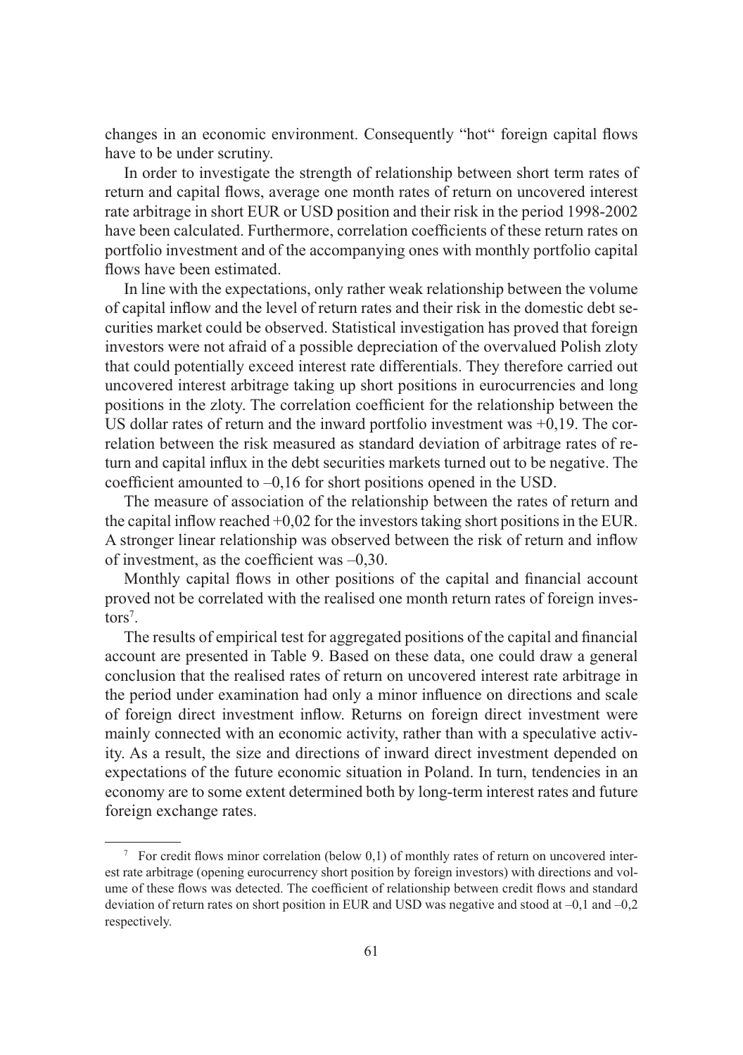changes in an economic environment. Consequently "hot" foreign capital flows have to be under scrutiny.

In order to investigate the strength of relationship between short term rates of return and capital flows, average one month rates of return on uncovered interest rate arbitrage in short EUR or USD position and their risk in the period 1998-2002 have been calculated. Furthermore, correlation coefficients of these return rates on portfolio investment and of the accompanying ones with monthly portfolio capital flows have been estimated.

In line with the expectations, only rather weak relationship between the volume of capital inflow and the level of return rates and their risk in the domestic debt securities market could be observed. Statistical investigation has proved that foreign investors were not afraid of a possible depreciation of the overvalued Polish zloty that could potentially exceed interest rate differentials. They therefore carried out uncovered interest arbitrage taking up short positions in eurocurrencies and long positions in the zloty. The correlation coefficient for the relationship between the US dollar rates of return and the inward portfolio investment was +0,19. The correlation between the risk measured as standard deviation of arbitrage rates of return and capital influx in the debt securities markets turned out to be negative. The coefficient amounted to –0,16 for short positions opened in the USD.

The measure of association of the relationship between the rates of return and the capital inflow reached +0,02 for the investors taking short positions in the EUR. A stronger linear relationship was observed between the risk of return and inflow of investment, as the coefficient was –0,30.

Monthly capital flows in other positions of the capital and financial account proved not be correlated with the realised one month return rates of foreign investors[7].

The results of empirical test for aggregated positions of the capital and financial account are presented in Table 9. Based on these data, one could draw a general conclusion that the realised rates of return on uncovered interest rate arbitrage in the period under examination had only a minor influence on directions and scale of foreign direct investment inflow. Returns on foreign direct investment were mainly connected with an economic activity, rather than with a speculative activity. As a result, the size and directions of inward direct investment depended on expectations of the future economic situation in Poland. In turn, tendencies in an economy are to some extent determined both by long-term interest rates and future foreign exchange rates.

---

[7] For credit flows minor correlation (below 0,1) of monthly rates of return on uncovered interest rate arbitrage (opening eurocurrency short position by foreign investors) with directions and volume of these flows was detected. The coefficient of relationship between credit flows and standard deviation of return rates on short position in EUR and USD was negative and stood at –0,1 and –0,2 respectively.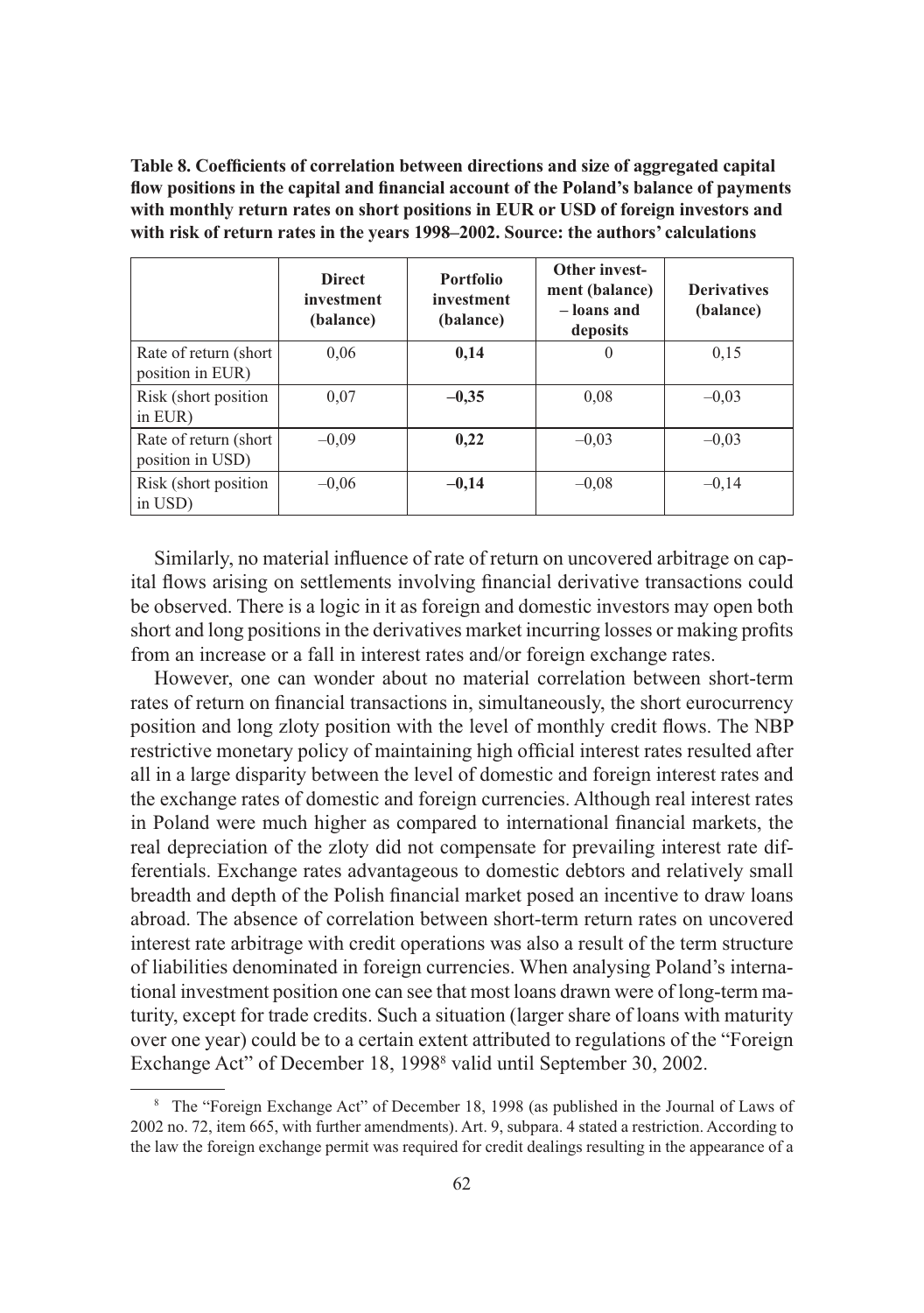**Table 8. Coefficients of correlation between directions and size of aggregated capital flow positions in the capital and financial account of the Poland's balance of payments with monthly return rates on short positions in EUR or USD of foreign investors and with risk of return rates in the years 1998–2002. Source: the authors' calculations**

| | Direct investment (balance) | Portfolio investment (balance) | Other investment (balance) – loans and deposits | Derivatives (balance) |
|---|---|---|---|---|
| Rate of return (short position in EUR) | 0,06 | **0,14** | 0 | 0,15 |
| Risk (short position in EUR) | 0,07 | **–0,35** | 0,08 | –0,03 |
| Rate of return (short position in USD) | –0,09 | **0,22** | –0,03 | –0,03 |
| Risk (short position in USD) | –0,06 | **–0,14** | –0,08 | –0,14 |

Similarly, no material influence of rate of return on uncovered arbitrage on capital flows arising on settlements involving financial derivative transactions could be observed. There is a logic in it as foreign and domestic investors may open both short and long positions in the derivatives market incurring losses or making profits from an increase or a fall in interest rates and/or foreign exchange rates.

However, one can wonder about no material correlation between short-term rates of return on financial transactions in, simultaneously, the short eurocurrency position and long zloty position with the level of monthly credit flows. The NBP restrictive monetary policy of maintaining high official interest rates resulted after all in a large disparity between the level of domestic and foreign interest rates and the exchange rates of domestic and foreign currencies. Although real interest rates in Poland were much higher as compared to international financial markets, the real depreciation of the zloty did not compensate for prevailing interest rate differentials. Exchange rates advantageous to domestic debtors and relatively small breadth and depth of the Polish financial market posed an incentive to draw loans abroad. The absence of correlation between short-term return rates on uncovered interest rate arbitrage with credit operations was also a result of the term structure of liabilities denominated in foreign currencies. When analysing Poland's international investment position one can see that most loans drawn were of long-term maturity, except for trade credits. Such a situation (larger share of loans with maturity over one year) could be to a certain extent attributed to regulations of the "Foreign Exchange Act" of December 18, 1998[8] valid until September 30, 2002.

[8] The "Foreign Exchange Act" of December 18, 1998 (as published in the Journal of Laws of 2002 no. 72, item 665, with further amendments). Art. 9, subpara. 4 stated a restriction. According to the law the foreign exchange permit was required for credit dealings resulting in the appearance of a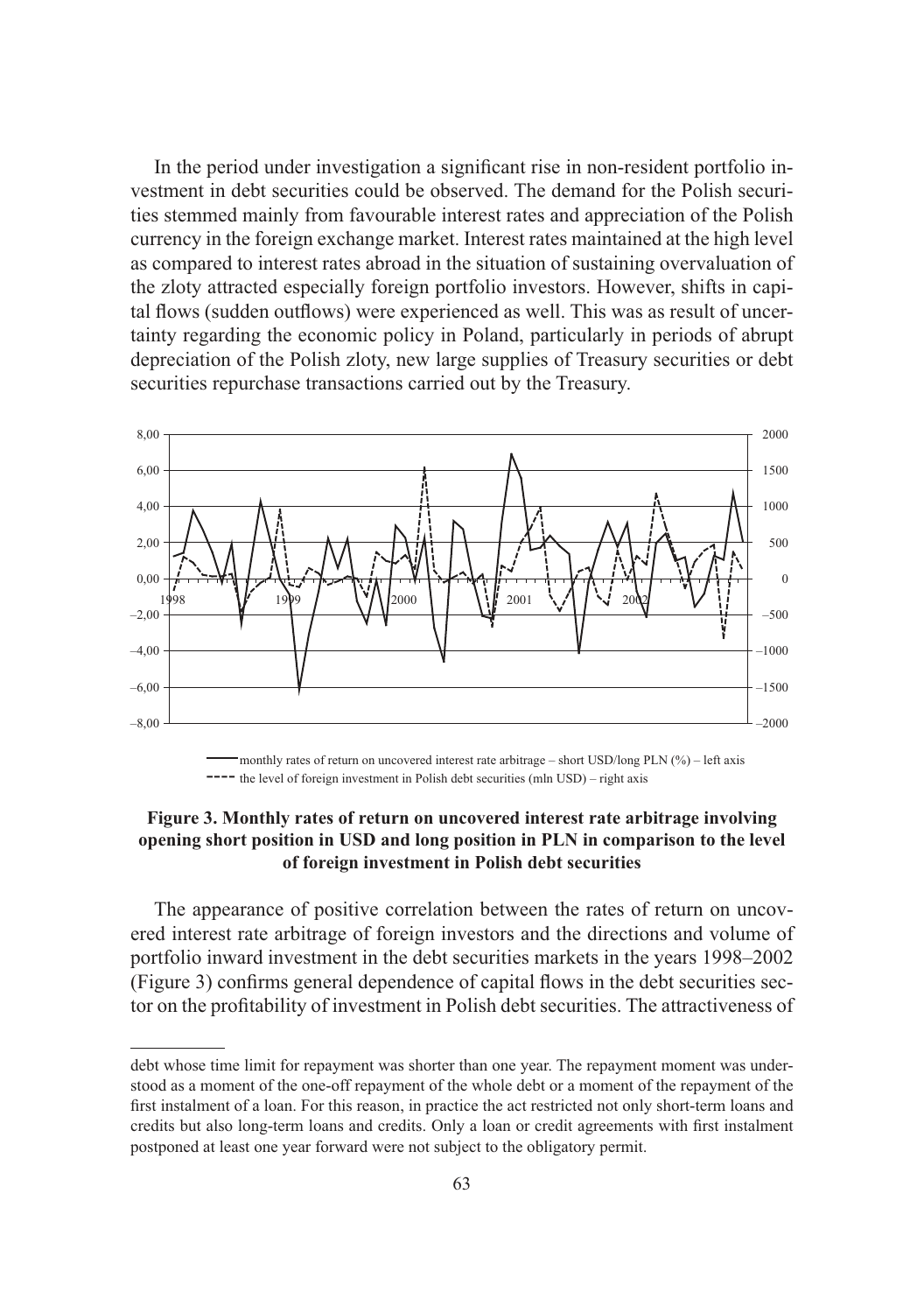In the period under investigation a significant rise in non-resident portfolio investment in debt securities could be observed. The demand for the Polish securities stemmed mainly from favourable interest rates and appreciation of the Polish currency in the foreign exchange market. Interest rates maintained at the high level as compared to interest rates abroad in the situation of sustaining overvaluation of the zloty attracted especially foreign portfolio investors. However, shifts in capital flows (sudden outflows) were experienced as well. This was as result of uncertainty regarding the economic policy in Poland, particularly in periods of abrupt depreciation of the Polish zloty, new large supplies of Treasury securities or debt securities repurchase transactions carried out by the Treasury.

**Figure 3. Monthly rates of return on uncovered interest rate arbitrage involving opening short position in USD and long position in PLN in comparison to the level of foreign investment in Polish debt securities**

The appearance of positive correlation between the rates of return on uncovered interest rate arbitrage of foreign investors and the directions and volume of portfolio inward investment in the debt securities markets in the years 1998–2002 (Figure 3) confirms general dependence of capital flows in the debt securities sector on the profitability of investment in Polish debt securities. The attractiveness of

---

debt whose time limit for repayment was shorter than one year. The repayment moment was understood as a moment of the one-off repayment of the whole debt or a moment of the repayment of the first instalment of a loan. For this reason, in practice the act restricted not only short-term loans and credits but also long-term loans and credits. Only a loan or credit agreements with first instalment postponed at least one year forward were not subject to the obligatory permit.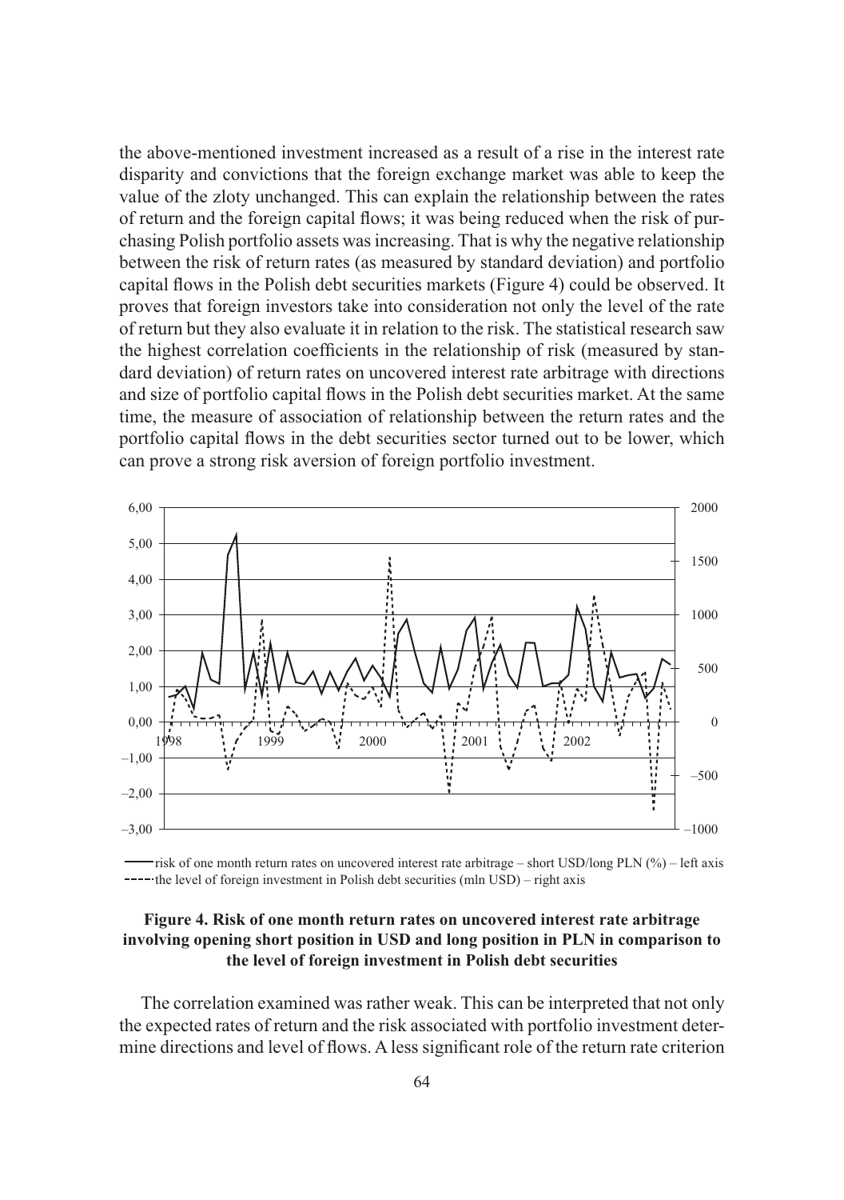the above-mentioned investment increased as a result of a rise in the interest rate disparity and convictions that the foreign exchange market was able to keep the value of the zloty unchanged. This can explain the relationship between the rates of return and the foreign capital flows; it was being reduced when the risk of purchasing Polish portfolio assets was increasing. That is why the negative relationship between the risk of return rates (as measured by standard deviation) and portfolio capital flows in the Polish debt securities markets (Figure 4) could be observed. It proves that foreign investors take into consideration not only the level of the rate of return but they also evaluate it in relation to the risk. The statistical research saw the highest correlation coefficients in the relationship of risk (measured by standard deviation) of return rates on uncovered interest rate arbitrage with directions and size of portfolio capital flows in the Polish debt securities market. At the same time, the measure of association of relationship between the return rates and the portfolio capital flows in the debt securities sector turned out to be lower, which can prove a strong risk aversion of foreign portfolio investment.

——— risk of one month return rates on uncovered interest rate arbitrage – short USD/long PLN (%) – left axis
- - - - the level of foreign investment in Polish debt securities (mln USD) – right axis

**Figure 4. Risk of one month return rates on uncovered interest rate arbitrage involving opening short position in USD and long position in PLN in comparison to the level of foreign investment in Polish debt securities**

The correlation examined was rather weak. This can be interpreted that not only the expected rates of return and the risk associated with portfolio investment determine directions and level of flows. A less significant role of the return rate criterion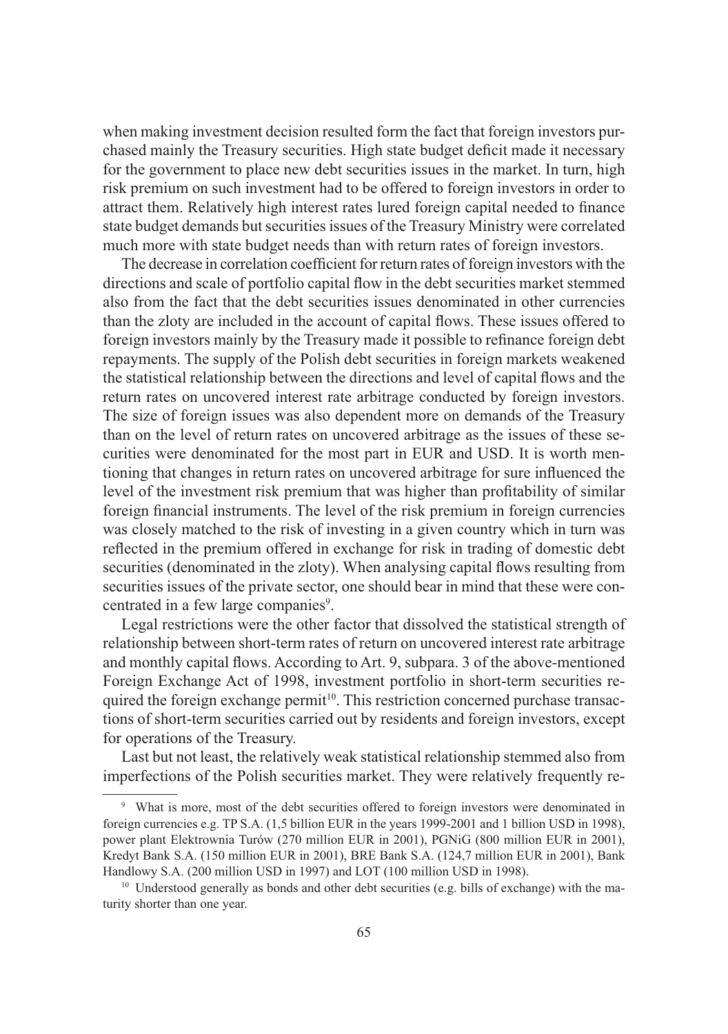when making investment decision resulted form the fact that foreign investors purchased mainly the Treasury securities. High state budget deficit made it necessary for the government to place new debt securities issues in the market. In turn, high risk premium on such investment had to be offered to foreign investors in order to attract them. Relatively high interest rates lured foreign capital needed to finance state budget demands but securities issues of the Treasury Ministry were correlated much more with state budget needs than with return rates of foreign investors.

The decrease in correlation coefficient for return rates of foreign investors with the directions and scale of portfolio capital flow in the debt securities market stemmed also from the fact that the debt securities issues denominated in other currencies than the zloty are included in the account of capital flows. These issues offered to foreign investors mainly by the Treasury made it possible to refinance foreign debt repayments. The supply of the Polish debt securities in foreign markets weakened the statistical relationship between the directions and level of capital flows and the return rates on uncovered interest rate arbitrage conducted by foreign investors. The size of foreign issues was also dependent more on demands of the Treasury than on the level of return rates on uncovered arbitrage as the issues of these securities were denominated for the most part in EUR and USD. It is worth mentioning that changes in return rates on uncovered arbitrage for sure influenced the level of the investment risk premium that was higher than profitability of similar foreign financial instruments. The level of the risk premium in foreign currencies was closely matched to the risk of investing in a given country which in turn was reflected in the premium offered in exchange for risk in trading of domestic debt securities (denominated in the zloty). When analysing capital flows resulting from securities issues of the private sector, one should bear in mind that these were concentrated in a few large companies[9].

Legal restrictions were the other factor that dissolved the statistical strength of relationship between short-term rates of return on uncovered interest rate arbitrage and monthly capital flows. According to Art. 9, subpara. 3 of the above-mentioned Foreign Exchange Act of 1998, investment portfolio in short-term securities required the foreign exchange permit[10]. This restriction concerned purchase transactions of short-term securities carried out by residents and foreign investors, except for operations of the Treasury.

Last but not least, the relatively weak statistical relationship stemmed also from imperfections of the Polish securities market. They were relatively frequently re-

---

[9] What is more, most of the debt securities offered to foreign investors were denominated in foreign currencies e.g. TP S.A. (1,5 billion EUR in the years 1999-2001 and 1 billion USD in 1998), power plant Elektrownia Turów (270 million EUR in 2001), PGNiG (800 million EUR in 2001), Kredyt Bank S.A. (150 million EUR in 2001), BRE Bank S.A. (124,7 million EUR in 2001), Bank Handlowy S.A. (200 million USD in 1997) and LOT (100 million USD in 1998).

[10] Understood generally as bonds and other debt securities (e.g. bills of exchange) with the maturity shorter than one year.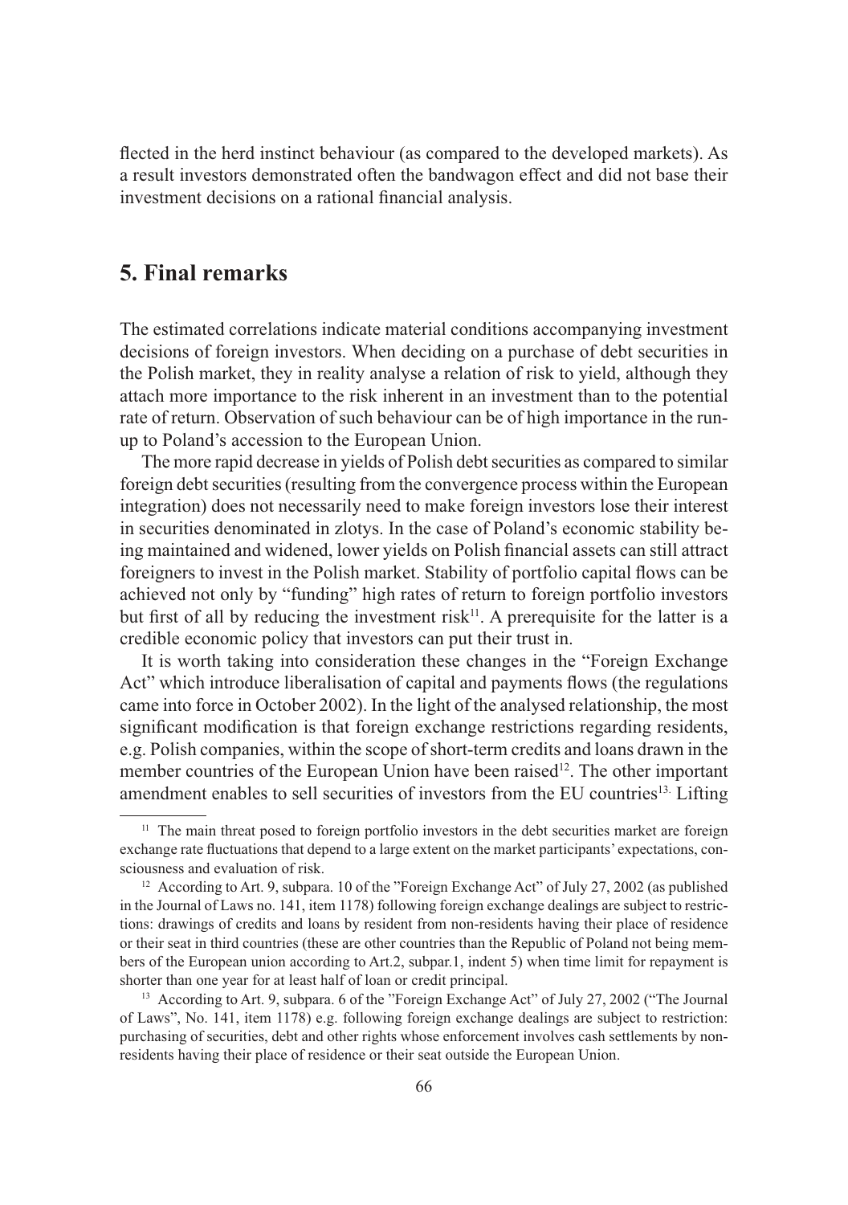flected in the herd instinct behaviour (as compared to the developed markets). As a result investors demonstrated often the bandwagon effect and did not base their investment decisions on a rational financial analysis.

## 5. Final remarks

The estimated correlations indicate material conditions accompanying investment decisions of foreign investors. When deciding on a purchase of debt securities in the Polish market, they in reality analyse a relation of risk to yield, although they attach more importance to the risk inherent in an investment than to the potential rate of return. Observation of such behaviour can be of high importance in the run-up to Poland's accession to the European Union.

The more rapid decrease in yields of Polish debt securities as compared to similar foreign debt securities (resulting from the convergence process within the European integration) does not necessarily need to make foreign investors lose their interest in securities denominated in zlotys. In the case of Poland's economic stability being maintained and widened, lower yields on Polish financial assets can still attract foreigners to invest in the Polish market. Stability of portfolio capital flows can be achieved not only by "funding" high rates of return to foreign portfolio investors but first of all by reducing the investment risk[11]. A prerequisite for the latter is a credible economic policy that investors can put their trust in.

It is worth taking into consideration these changes in the "Foreign Exchange Act" which introduce liberalisation of capital and payments flows (the regulations came into force in October 2002). In the light of the analysed relationship, the most significant modification is that foreign exchange restrictions regarding residents, e.g. Polish companies, within the scope of short-term credits and loans drawn in the member countries of the European Union have been raised[12]. The other important amendment enables to sell securities of investors from the EU countries[13]. Lifting

[11] The main threat posed to foreign portfolio investors in the debt securities market are foreign exchange rate fluctuations that depend to a large extent on the market participants' expectations, consciousness and evaluation of risk.

[12] According to Art. 9, subpara. 10 of the "Foreign Exchange Act" of July 27, 2002 (as published in the Journal of Laws no. 141, item 1178) following foreign exchange dealings are subject to restrictions: drawings of credits and loans by resident from non-residents having their place of residence or their seat in third countries (these are other countries than the Republic of Poland not being members of the European union according to Art.2, subpar.1, indent 5) when time limit for repayment is shorter than one year for at least half of loan or credit principal.

[13] According to Art. 9, subpara. 6 of the "Foreign Exchange Act" of July 27, 2002 ("The Journal of Laws", No. 141, item 1178) e.g. following foreign exchange dealings are subject to restriction: purchasing of securities, debt and other rights whose enforcement involves cash settlements by non-residents having their place of residence or their seat outside the European Union.